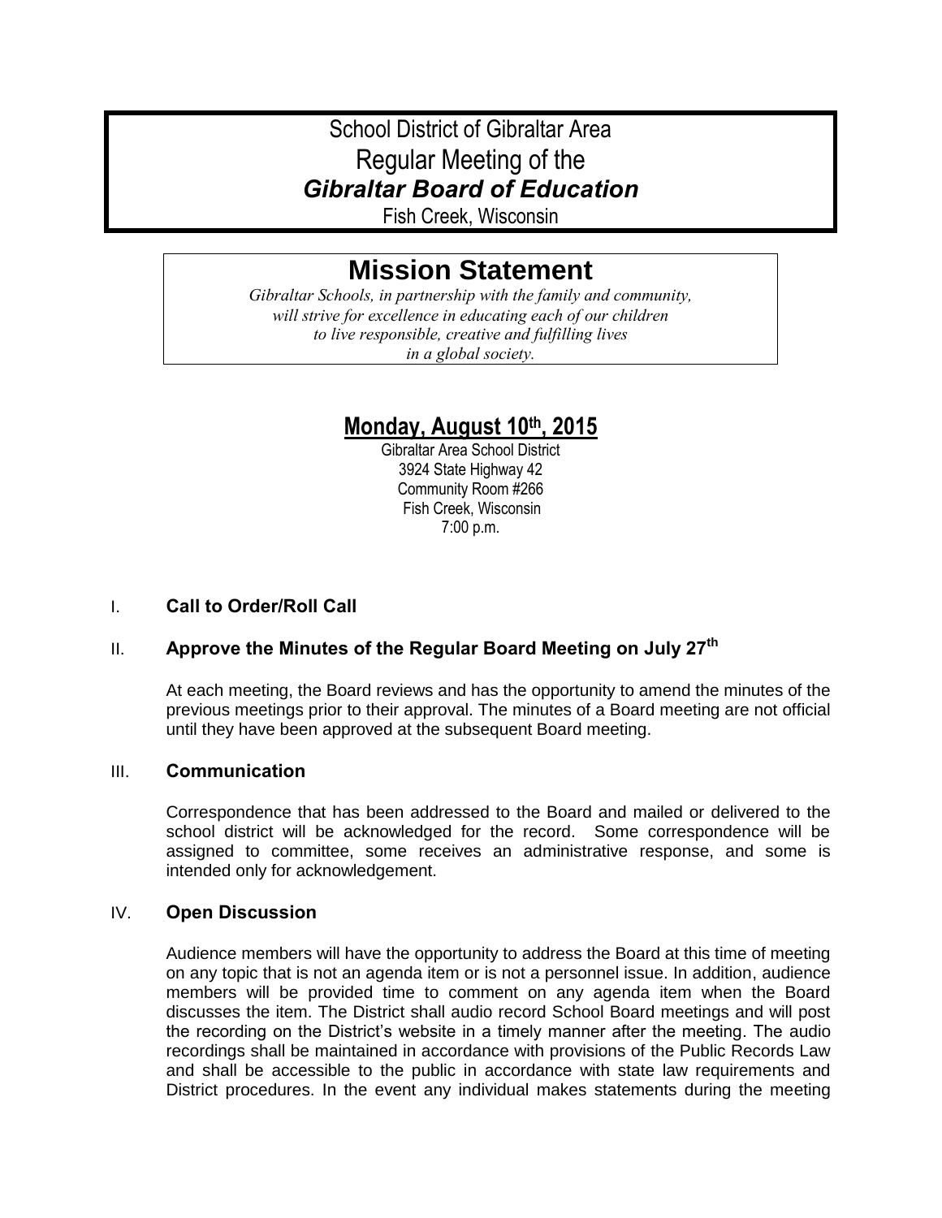# School District of Gibraltar Area
# Regular Meeting of the
# ***Gibraltar Board of Education***
Fish Creek, Wisconsin

## Mission Statement

*Gibraltar Schools, in partnership with the family and community,*
*will strive for excellence in educating each of our children*
*to live responsible, creative and fulfilling lives*
*in a global society.*

## Monday, August 10th, 2015

Gibraltar Area School District
3924 State Highway 42
Community Room #266
Fish Creek, Wisconsin
7:00 p.m.

I. **Call to Order/Roll Call**

II. **Approve the Minutes of the Regular Board Meeting on July 27th**

At each meeting, the Board reviews and has the opportunity to amend the minutes of the previous meetings prior to their approval. The minutes of a Board meeting are not official until they have been approved at the subsequent Board meeting.

III. **Communication**

Correspondence that has been addressed to the Board and mailed or delivered to the school district will be acknowledged for the record. Some correspondence will be assigned to committee, some receives an administrative response, and some is intended only for acknowledgement.

IV. **Open Discussion**

Audience members will have the opportunity to address the Board at this time of meeting on any topic that is not an agenda item or is not a personnel issue. In addition, audience members will be provided time to comment on any agenda item when the Board discusses the item. The District shall audio record School Board meetings and will post the recording on the District's website in a timely manner after the meeting. The audio recordings shall be maintained in accordance with provisions of the Public Records Law and shall be accessible to the public in accordance with state law requirements and District procedures. In the event any individual makes statements during the meeting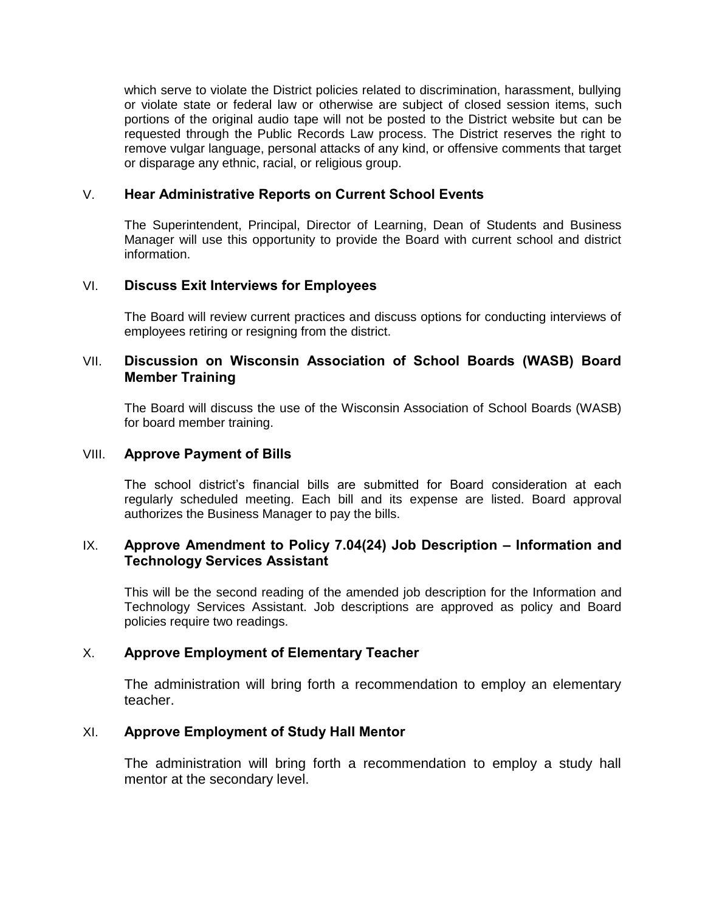which serve to violate the District policies related to discrimination, harassment, bullying or violate state or federal law or otherwise are subject of closed session items, such portions of the original audio tape will not be posted to the District website but can be requested through the Public Records Law process. The District reserves the right to remove vulgar language, personal attacks of any kind, or offensive comments that target or disparage any ethnic, racial, or religious group.

## V. **Hear Administrative Reports on Current School Events**

The Superintendent, Principal, Director of Learning, Dean of Students and Business Manager will use this opportunity to provide the Board with current school and district information.

## VI. **Discuss Exit Interviews for Employees**

The Board will review current practices and discuss options for conducting interviews of employees retiring or resigning from the district.

## VII. **Discussion on Wisconsin Association of School Boards (WASB) Board Member Training**

The Board will discuss the use of the Wisconsin Association of School Boards (WASB) for board member training.

## VIII. **Approve Payment of Bills**

The school district's financial bills are submitted for Board consideration at each regularly scheduled meeting. Each bill and its expense are listed. Board approval authorizes the Business Manager to pay the bills.

## IX. **Approve Amendment to Policy 7.04(24) Job Description – Information and Technology Services Assistant**

This will be the second reading of the amended job description for the Information and Technology Services Assistant. Job descriptions are approved as policy and Board policies require two readings.

## X. **Approve Employment of Elementary Teacher**

The administration will bring forth a recommendation to employ an elementary teacher.

## XI. **Approve Employment of Study Hall Mentor**

The administration will bring forth a recommendation to employ a study hall mentor at the secondary level.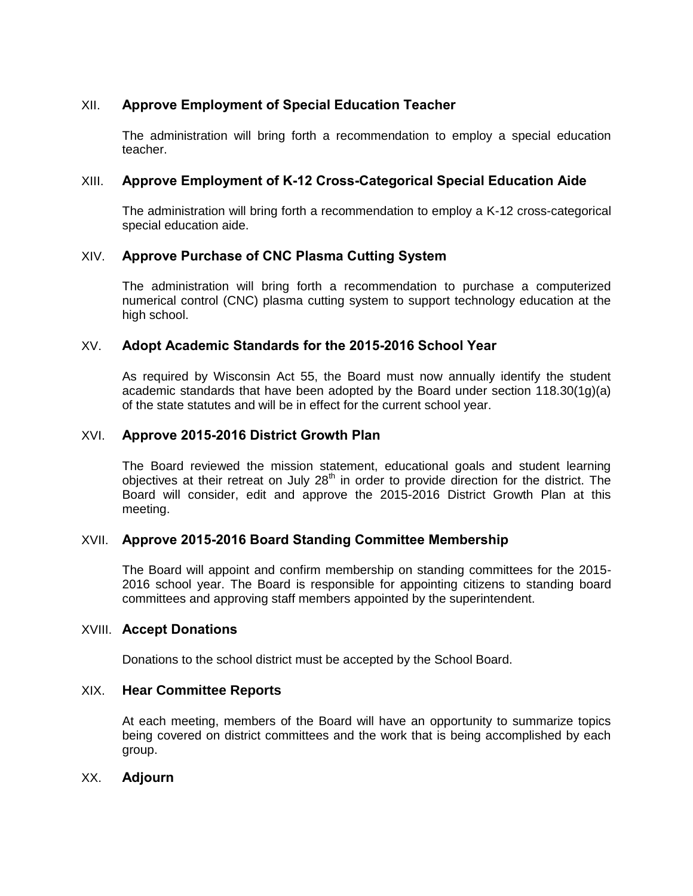## XII. Approve Employment of Special Education Teacher

The administration will bring forth a recommendation to employ a special education teacher.

## XIII. Approve Employment of K-12 Cross-Categorical Special Education Aide

The administration will bring forth a recommendation to employ a K-12 cross-categorical special education aide.

## XIV. Approve Purchase of CNC Plasma Cutting System

The administration will bring forth a recommendation to purchase a computerized numerical control (CNC) plasma cutting system to support technology education at the high school.

## XV. Adopt Academic Standards for the 2015-2016 School Year

As required by Wisconsin Act 55, the Board must now annually identify the student academic standards that have been adopted by the Board under section 118.30(1g)(a) of the state statutes and will be in effect for the current school year.

## XVI. Approve 2015-2016 District Growth Plan

The Board reviewed the mission statement, educational goals and student learning objectives at their retreat on July 28th in order to provide direction for the district. The Board will consider, edit and approve the 2015-2016 District Growth Plan at this meeting.

## XVII. Approve 2015-2016 Board Standing Committee Membership

The Board will appoint and confirm membership on standing committees for the 2015-2016 school year. The Board is responsible for appointing citizens to standing board committees and approving staff members appointed by the superintendent.

## XVIII. Accept Donations

Donations to the school district must be accepted by the School Board.

## XIX. Hear Committee Reports

At each meeting, members of the Board will have an opportunity to summarize topics being covered on district committees and the work that is being accomplished by each group.

## XX. Adjourn